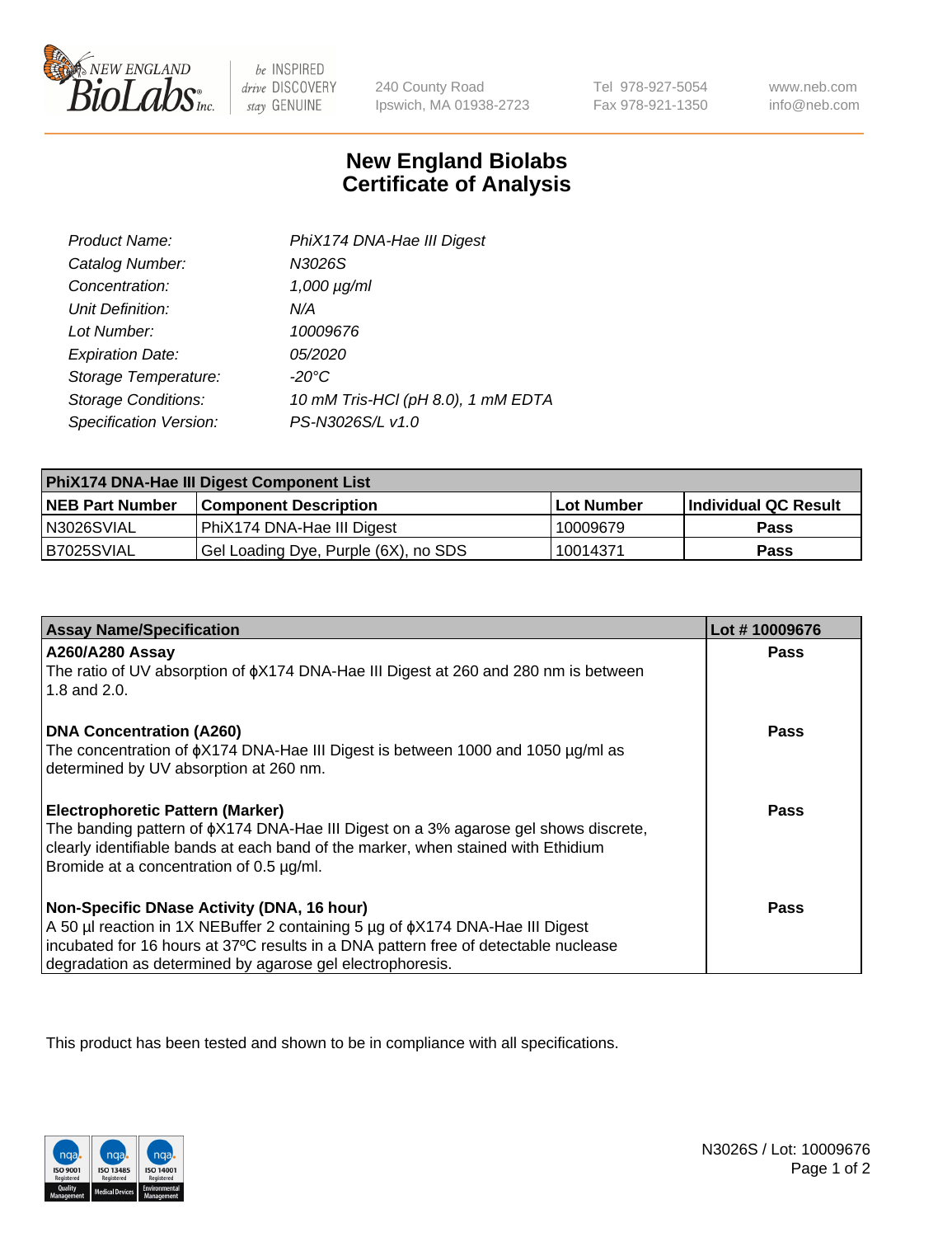NEW ENGLAND BioLabs Inc. — be INSPIRED drive DISCOVERY stay GENUINE

240 County Road
Ipswich, MA 01938-2723

Tel 978-927-5054
Fax 978-921-1350

www.neb.com
info@neb.com

# New England Biolabs Certificate of Analysis

| | |
|---|---|
| *Product Name:* | *PhiX174 DNA-Hae III Digest* |
| *Catalog Number:* | *N3026S* |
| *Concentration:* | *1,000 µg/ml* |
| *Unit Definition:* | *N/A* |
| *Lot Number:* | *10009676* |
| *Expiration Date:* | *05/2020* |
| *Storage Temperature:* | *-20°C* |
| *Storage Conditions:* | *10 mM Tris-HCl (pH 8.0), 1 mM EDTA* |
| *Specification Version:* | *PS-N3026S/L v1.0* |

| PhiX174 DNA-Hae III Digest Component List | | | |
|---|---|---|---|
| **NEB Part Number** | **Component Description** | **Lot Number** | **Individual QC Result** |
| N3026SVIAL | PhiX174 DNA-Hae III Digest | 10009679 | **Pass** |
| B7025SVIAL | Gel Loading Dye, Purple (6X), no SDS | 10014371 | **Pass** |

| Assay Name/Specification | Lot # 10009676 |
|---|---|
| **A260/A280 Assay**<br>The ratio of UV absorption of ϕX174 DNA-Hae III Digest at 260 and 280 nm is between 1.8 and 2.0. | **Pass** |
| **DNA Concentration (A260)**<br>The concentration of ϕX174 DNA-Hae III Digest is between 1000 and 1050 µg/ml as determined by UV absorption at 260 nm. | **Pass** |
| **Electrophoretic Pattern (Marker)**<br>The banding pattern of ϕX174 DNA-Hae III Digest on a 3% agarose gel shows discrete, clearly identifiable bands at each band of the marker, when stained with Ethidium Bromide at a concentration of 0.5 µg/ml. | **Pass** |
| **Non-Specific DNase Activity (DNA, 16 hour)**<br>A 50 µl reaction in 1X NEBuffer 2 containing 5 µg of ϕX174 DNA-Hae III Digest incubated for 16 hours at 37ºC results in a DNA pattern free of detectable nuclease degradation as determined by agarose gel electrophoresis. | **Pass** |

This product has been tested and shown to be in compliance with all specifications.

N3026S / Lot: 10009676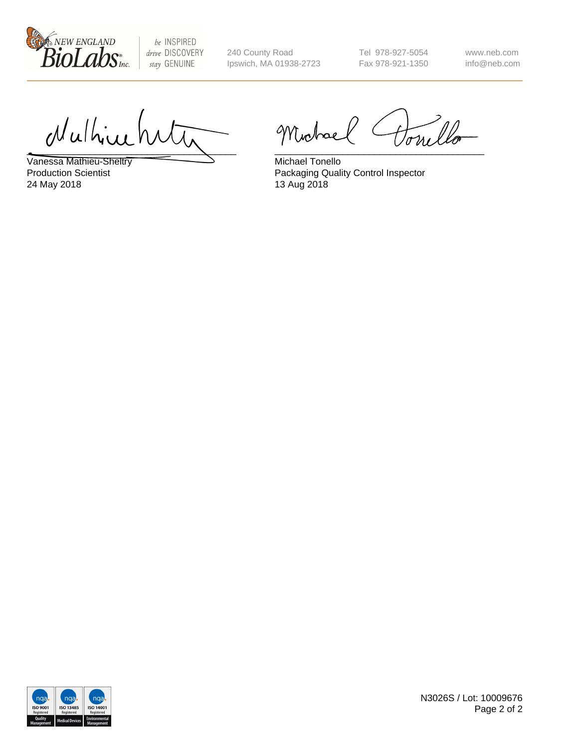NEW ENGLAND BioLabs Inc. — be INSPIRED drive DISCOVERY stay GENUINE

240 County Road
Ipswich, MA 01938-2723

Tel 978-927-5054
Fax 978-921-1350

www.neb.com
info@neb.com

Vanessa Mathieu-Sheltry
Production Scientist
24 May 2018

Michael Tonello
Packaging Quality Control Inspector
13 Aug 2018

N3026S / Lot: 10009676